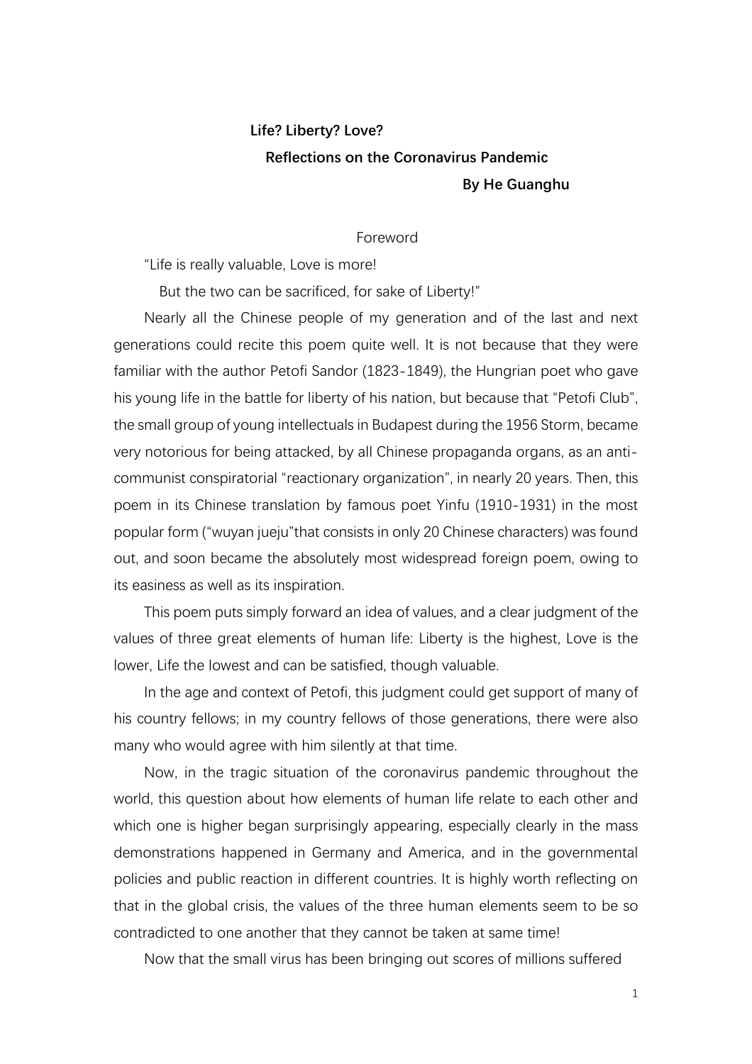**Life? Liberty? Love?**

**Reflections on the Coronavirus Pandemic**

**By He Guanghu**

## Foreword

"Life is really valuable, Love is more!

But the two can be sacrificed, for sake of Liberty!"

Nearly all the Chinese people of my generation and of the last and next generations could recite this poem quite well. It is not because that they were familiar with the author Petofi Sandor (1823-1849), the Hungrian poet who gave his young life in the battle for liberty of his nation, but because that "Petofi Club", the small group of young intellectuals in Budapest during the 1956 Storm, became very notorious for being attacked, by all Chinese propaganda organs, as an anti-communist conspiratorial "reactionary organization", in nearly 20 years. Then, this poem in its Chinese translation by famous poet Yinfu (1910-1931) in the most popular form ("wuyan jueju"that consists in only 20 Chinese characters) was found out, and soon became the absolutely most widespread foreign poem, owing to its easiness as well as its inspiration.

This poem puts simply forward an idea of values, and a clear judgment of the values of three great elements of human life: Liberty is the highest, Love is the lower, Life the lowest and can be satisfied, though valuable.

In the age and context of Petofi, this judgment could get support of many of his country fellows; in my country fellows of those generations, there were also many who would agree with him silently at that time.

Now, in the tragic situation of the coronavirus pandemic throughout the world, this question about how elements of human life relate to each other and which one is higher began surprisingly appearing, especially clearly in the mass demonstrations happened in Germany and America, and in the governmental policies and public reaction in different countries. It is highly worth reflecting on that in the global crisis, the values of the three human elements seem to be so contradicted to one another that they cannot be taken at same time!

Now that the small virus has been bringing out scores of millions suffered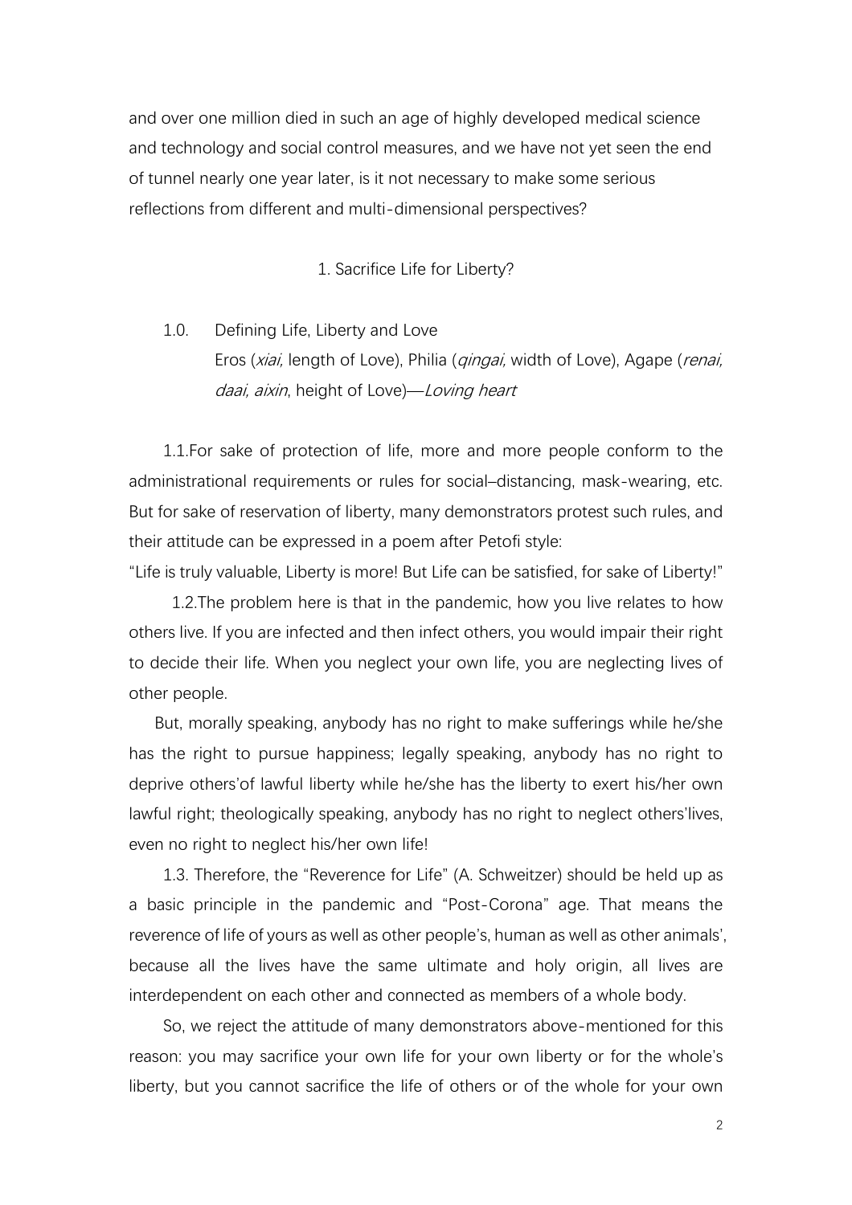and over one million died in such an age of highly developed medical science and technology and social control measures, and we have not yet seen the end of tunnel nearly one year later, is it not necessary to make some serious reflections from different and multi-dimensional perspectives?

## 1. Sacrifice Life for Liberty?

### 1.0. Defining Life, Liberty and Love

Eros (*xiai,* length of Love), Philia (*qingai,* width of Love), Agape (*renai, daai, aixin*, height of Love)—*Loving heart*

1.1.For sake of protection of life, more and more people conform to the administrational requirements or rules for social–distancing, mask-wearing, etc. But for sake of reservation of liberty, many demonstrators protest such rules, and their attitude can be expressed in a poem after Petofi style:

"Life is truly valuable, Liberty is more! But Life can be satisfied, for sake of Liberty!"

1.2.The problem here is that in the pandemic, how you live relates to how others live. If you are infected and then infect others, you would impair their right to decide their life. When you neglect your own life, you are neglecting lives of other people.

But, morally speaking, anybody has no right to make sufferings while he/she has the right to pursue happiness; legally speaking, anybody has no right to deprive others'of lawful liberty while he/she has the liberty to exert his/her own lawful right; theologically speaking, anybody has no right to neglect others'lives, even no right to neglect his/her own life!

1.3. Therefore, the "Reverence for Life" (A. Schweitzer) should be held up as a basic principle in the pandemic and "Post-Corona" age. That means the reverence of life of yours as well as other people's, human as well as other animals', because all the lives have the same ultimate and holy origin, all lives are interdependent on each other and connected as members of a whole body.

So, we reject the attitude of many demonstrators above-mentioned for this reason: you may sacrifice your own life for your own liberty or for the whole's liberty, but you cannot sacrifice the life of others or of the whole for your own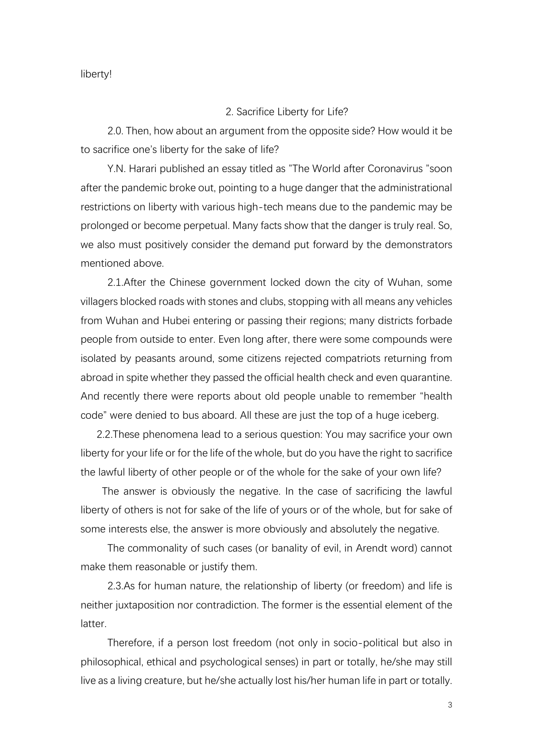liberty!

## 2. Sacrifice Liberty for Life?

2.0. Then, how about an argument from the opposite side? How would it be to sacrifice one's liberty for the sake of life?

Y.N. Harari published an essay titled as "The World after Coronavirus "soon after the pandemic broke out, pointing to a huge danger that the administrational restrictions on liberty with various high-tech means due to the pandemic may be prolonged or become perpetual. Many facts show that the danger is truly real. So, we also must positively consider the demand put forward by the demonstrators mentioned above.

2.1.After the Chinese government locked down the city of Wuhan, some villagers blocked roads with stones and clubs, stopping with all means any vehicles from Wuhan and Hubei entering or passing their regions; many districts forbade people from outside to enter. Even long after, there were some compounds were isolated by peasants around, some citizens rejected compatriots returning from abroad in spite whether they passed the official health check and even quarantine. And recently there were reports about old people unable to remember "health code" were denied to bus aboard. All these are just the top of a huge iceberg.

2.2.These phenomena lead to a serious question: You may sacrifice your own liberty for your life or for the life of the whole, but do you have the right to sacrifice the lawful liberty of other people or of the whole for the sake of your own life?

The answer is obviously the negative. In the case of sacrificing the lawful liberty of others is not for sake of the life of yours or of the whole, but for sake of some interests else, the answer is more obviously and absolutely the negative.

The commonality of such cases (or banality of evil, in Arendt word) cannot make them reasonable or justify them.

2.3.As for human nature, the relationship of liberty (or freedom) and life is neither juxtaposition nor contradiction. The former is the essential element of the latter.

Therefore, if a person lost freedom (not only in socio-political but also in philosophical, ethical and psychological senses) in part or totally, he/she may still live as a living creature, but he/she actually lost his/her human life in part or totally.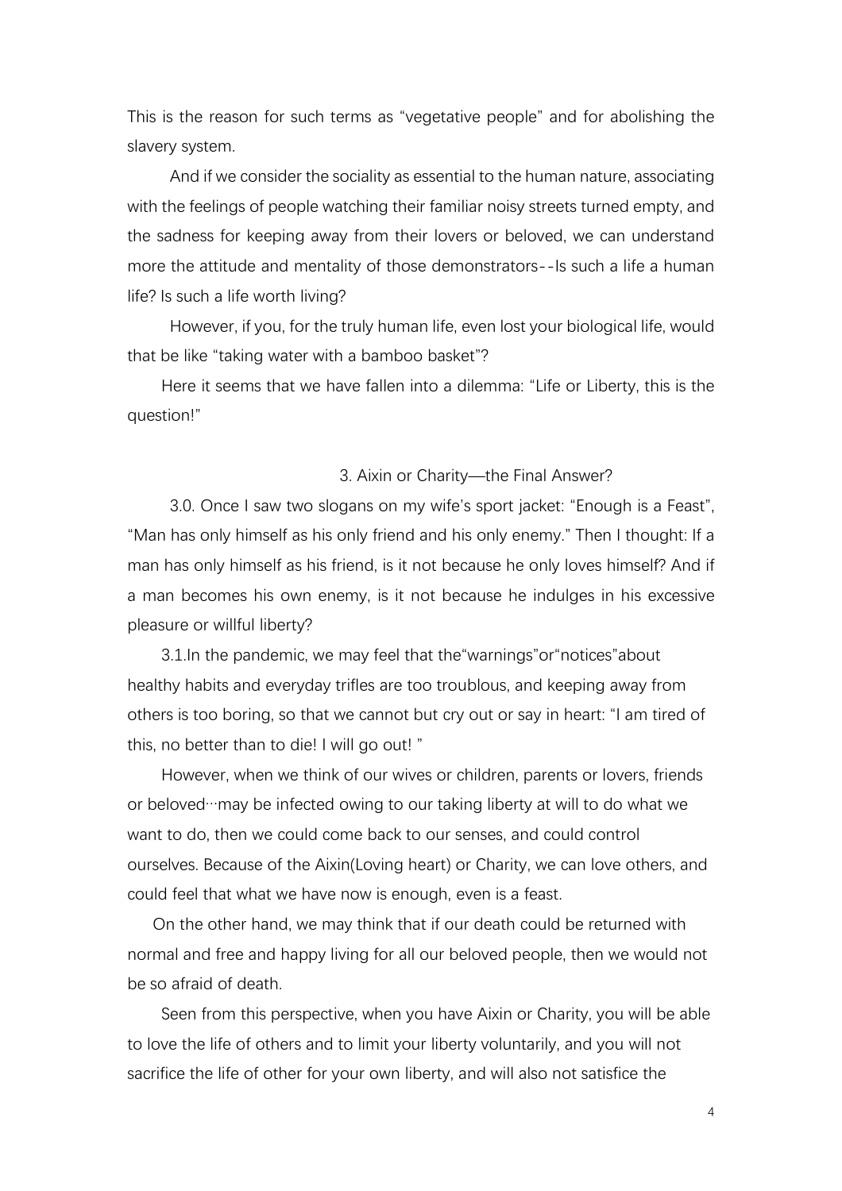This is the reason for such terms as "vegetative people" and for abolishing the slavery system.

And if we consider the sociality as essential to the human nature, associating with the feelings of people watching their familiar noisy streets turned empty, and the sadness for keeping away from their lovers or beloved, we can understand more the attitude and mentality of those demonstrators--Is such a life a human life? Is such a life worth living?

However, if you, for the truly human life, even lost your biological life, would that be like "taking water with a bamboo basket"?

Here it seems that we have fallen into a dilemma: "Life or Liberty, this is the question!"

## 3. Aixin or Charity—the Final Answer?

3.0. Once I saw two slogans on my wife's sport jacket: "Enough is a Feast", "Man has only himself as his only friend and his only enemy." Then I thought: If a man has only himself as his friend, is it not because he only loves himself? And if a man becomes his own enemy, is it not because he indulges in his excessive pleasure or willful liberty?

3.1.In the pandemic, we may feel that the"warnings"or"notices"about healthy habits and everyday trifles are too troublous, and keeping away from others is too boring, so that we cannot but cry out or say in heart: "I am tired of this, no better than to die! I will go out! "

However, when we think of our wives or children, parents or lovers, friends or beloved…may be infected owing to our taking liberty at will to do what we want to do, then we could come back to our senses, and could control ourselves. Because of the Aixin(Loving heart) or Charity, we can love others, and could feel that what we have now is enough, even is a feast.

On the other hand, we may think that if our death could be returned with normal and free and happy living for all our beloved people, then we would not be so afraid of death.

Seen from this perspective, when you have Aixin or Charity, you will be able to love the life of others and to limit your liberty voluntarily, and you will not sacrifice the life of other for your own liberty, and will also not satisfice the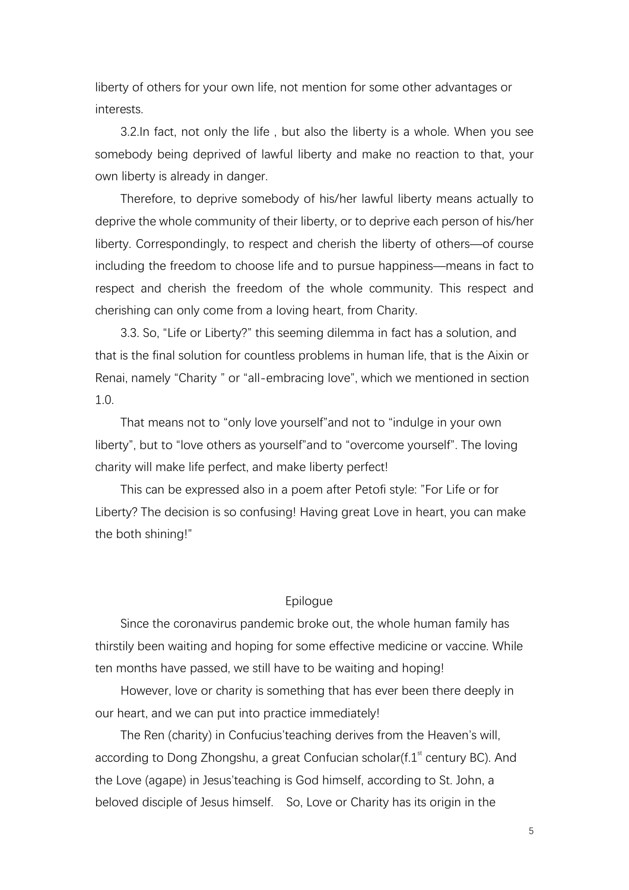liberty of others for your own life, not mention for some other advantages or interests.

3.2.In fact, not only the life , but also the liberty is a whole. When you see somebody being deprived of lawful liberty and make no reaction to that, your own liberty is already in danger.

Therefore, to deprive somebody of his/her lawful liberty means actually to deprive the whole community of their liberty, or to deprive each person of his/her liberty. Correspondingly, to respect and cherish the liberty of others—of course including the freedom to choose life and to pursue happiness—means in fact to respect and cherish the freedom of the whole community. This respect and cherishing can only come from a loving heart, from Charity.

3.3. So, “Life or Liberty?” this seeming dilemma in fact has a solution, and that is the final solution for countless problems in human life, that is the Aixin or Renai, namely “Charity ” or “all-embracing love”, which we mentioned in section 1.0.

That means not to “only love yourself”and not to “indulge in your own liberty”, but to “love others as yourself”and to “overcome yourself”. The loving charity will make life perfect, and make liberty perfect!

This can be expressed also in a poem after Petofi style: ”For Life or for Liberty? The decision is so confusing! Having great Love in heart, you can make the both shining!”

## Epilogue

Since the coronavirus pandemic broke out, the whole human family has thirstily been waiting and hoping for some effective medicine or vaccine. While ten months have passed, we still have to be waiting and hoping!

However, love or charity is something that has ever been there deeply in our heart, and we can put into practice immediately!

The Ren (charity) in Confucius’teaching derives from the Heaven’s will, according to Dong Zhongshu, a great Confucian scholar(f.1st century BC). And the Love (agape) in Jesus’teaching is God himself, according to St. John, a beloved disciple of Jesus himself. So, Love or Charity has its origin in the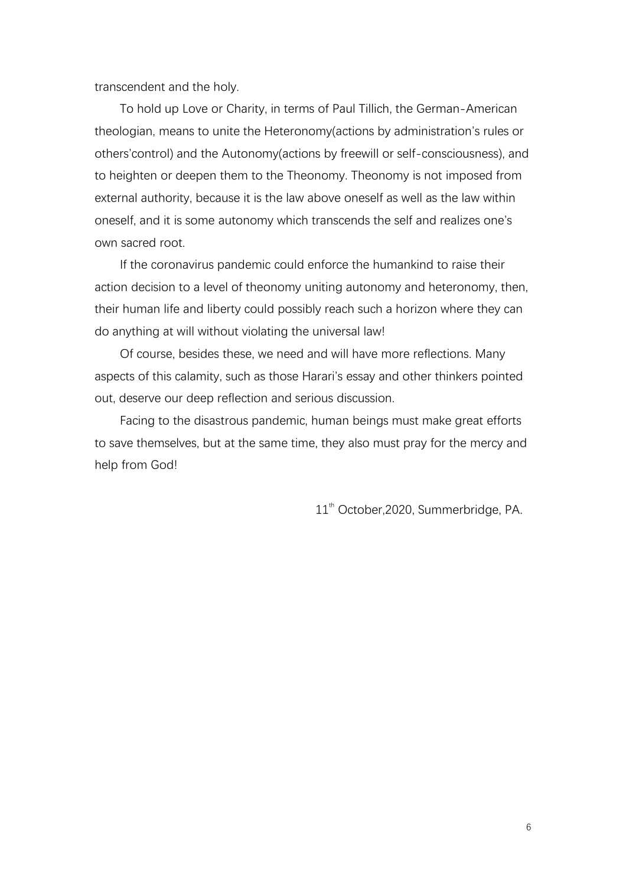transcendent and the holy.

To hold up Love or Charity, in terms of Paul Tillich, the German-American theologian, means to unite the Heteronomy(actions by administration's rules or others'control) and the Autonomy(actions by freewill or self-consciousness), and to heighten or deepen them to the Theonomy. Theonomy is not imposed from external authority, because it is the law above oneself as well as the law within oneself, and it is some autonomy which transcends the self and realizes one's own sacred root.

If the coronavirus pandemic could enforce the humankind to raise their action decision to a level of theonomy uniting autonomy and heteronomy, then, their human life and liberty could possibly reach such a horizon where they can do anything at will without violating the universal law!

Of course, besides these, we need and will have more reflections. Many aspects of this calamity, such as those Harari's essay and other thinkers pointed out, deserve our deep reflection and serious discussion.

Facing to the disastrous pandemic, human beings must make great efforts to save themselves, but at the same time, they also must pray for the mercy and help from God!

11th October,2020, Summerbridge, PA.